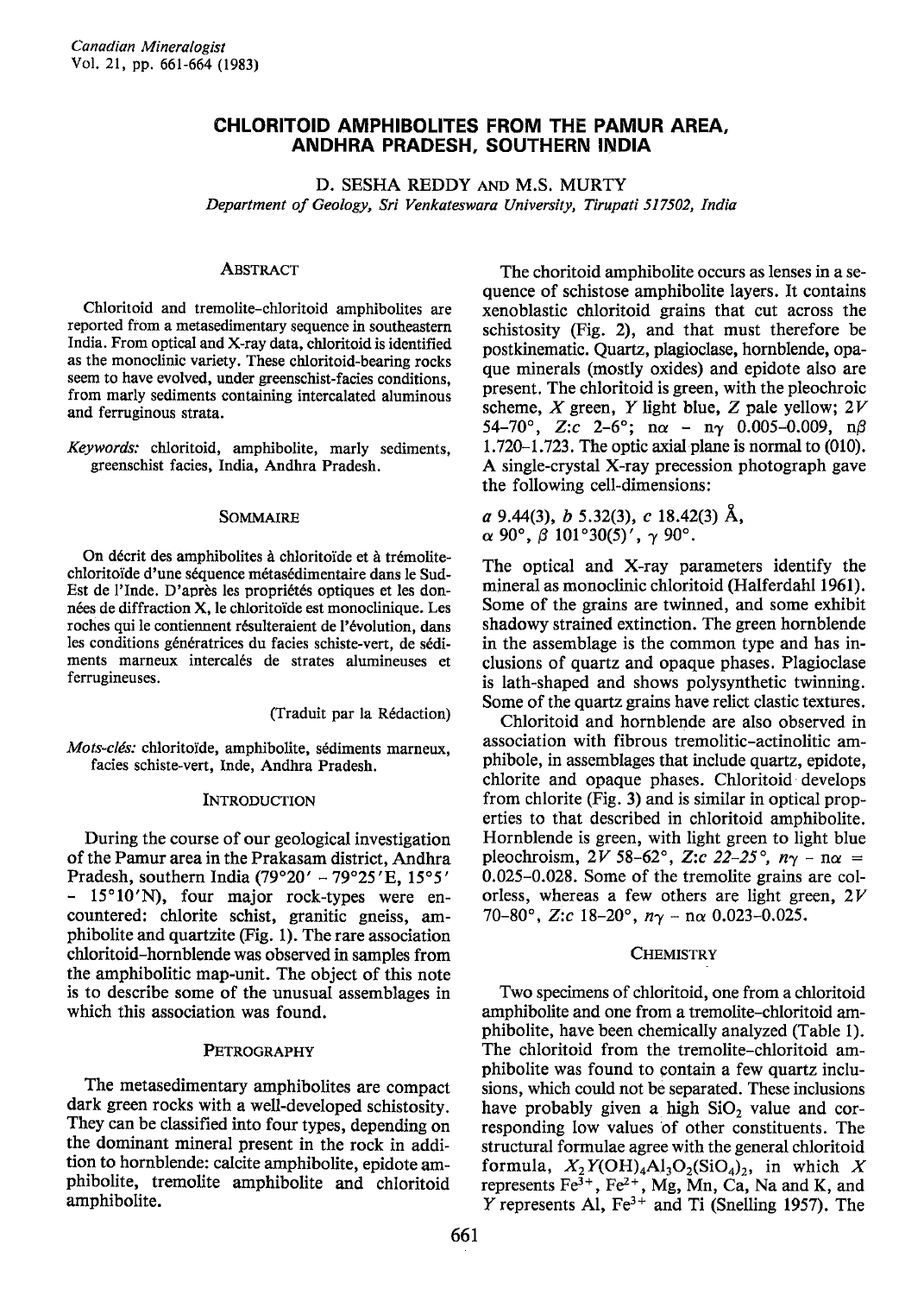# CHLORITOID AMPHIBOLITES FROM THE PAMUR AREA, ANDHRA PRADESH, SOUTHERN INDIA

D. SESHA REDDY AND M.S. MURTY

*Department of Geology, Sri Venkateswara University, Tirupati 517502, India*

## ABSTRACT

Chloritoid and tremolite-chloritoid amphibolites are reported from a metasedimentary sequence in southeastern India. From optical and X-ray data, chloritoid is identified as the monoclinic variety. These chloritoid-bearing rocks seem to have evolved, under greenschist-facies conditions, from marly sediments containing intercalated aluminous and ferruginous strata.

*Keywords:* chloritoid, amphibolite, marly sediments, greenschist facies, India, Andhra Pradesh.

## SOMMAIRE

On décrit des amphibolites à chloritoïde et à trémolite-chloritoïde d'une séquence métasédimentaire dans le Sud-Est de l'Inde. D'après les propriétés optiques et les données de diffraction X, le chloritoïde est monoclinique. Les roches qui le contiennent résulteraient de l'évolution, dans les conditions génératrices du facies schiste-vert, de sédiments marneux intercalés de strates alumineuses et ferrugineuses.

(Traduit par la Rédaction)

*Mots-clés:* chloritoïde, amphibolite, sédiments marneux, facies schiste-vert, Inde, Andhra Pradesh.

## INTRODUCTION

During the course of our geological investigation of the Pamur area in the Prakasam district, Andhra Pradesh, southern India (79°20′ – 79°25′E, 15°5′ – 15°10′N), four major rock-types were encountered: chlorite schist, granitic gneiss, amphibolite and quartzite (Fig. 1). The rare association chloritoid–hornblende was observed in samples from the amphibolitic map-unit. The object of this note is to describe some of the unusual assemblages in which this association was found.

## PETROGRAPHY

The metasedimentary amphibolites are compact dark green rocks with a well-developed schistosity. They can be classified into four types, depending on the dominant mineral present in the rock in addition to hornblende: calcite amphibolite, epidote amphibolite, tremolite amphibolite and chloritoid amphibolite.

The choritoid amphibolite occurs as lenses in a sequence of schistose amphibolite layers. It contains xenoblastic chloritoid grains that cut across the schistosity (Fig. 2), and that must therefore be postkinematic. Quartz, plagioclase, hornblende, opaque minerals (mostly oxides) and epidote also are present. The chloritoid is green, with the pleochroic scheme, *X* green, *Y* light blue, *Z* pale yellow; $2V$ 54–70°, $Z{:}c$ 2–6°; $n\alpha - n\gamma$ 0.005–0.009, $n\beta$ 1.720–1.723. The optic axial plane is normal to (010). A single-crystal X-ray precession photograph gave the following cell-dimensions:

$a$ 9.44(3), $b$ 5.32(3), $c$ 18.42(3) Å, $\alpha$ 90°, $\beta$ 101°30(5)′, $\gamma$ 90°.

The optical and X-ray parameters identify the mineral as monoclinic chloritoid (Halferdahl 1961). Some of the grains are twinned, and some exhibit shadowy strained extinction. The green hornblende in the assemblage is the common type and has inclusions of quartz and opaque phases. Plagioclase is lath-shaped and shows polysynthetic twinning. Some of the quartz grains have relict clastic textures.

Chloritoid and hornblende are also observed in association with fibrous tremolitic–actinolitic amphibole, in assemblages that include quartz, epidote, chlorite and opaque phases. Chloritoid develops from chlorite (Fig. 3) and is similar in optical properties to that described in chloritoid amphibolite. Hornblende is green, with light green to light blue pleochroism, $2V$ 58–62°, $Z{:}c$ 22–25°, $n\gamma - n\alpha$ = 0.025–0.028. Some of the tremolite grains are colorless, whereas a few others are light green, $2V$ 70–80°, $Z{:}c$ 18–20°, $n\gamma - n\alpha$ 0.023–0.025.

## CHEMISTRY

Two specimens of chloritoid, one from a chloritoid amphibolite and one from a tremolite–chloritoid amphibolite, have been chemically analyzed (Table 1). The chloritoid from the tremolite–chloritoid amphibolite was found to contain a few quartz inclusions, which could not be separated. These inclusions have probably given a high $SiO_2$ value and corresponding low values of other constituents. The structural formulae agree with the general chloritoid formula, $X_2Y(OH)_4Al_3O_2(SiO_4)_2$, in which $X$ represents $Fe^{3+}$, $Fe^{2+}$, Mg, Mn, Ca, Na and K, and $Y$ represents Al, $Fe^{3+}$ and Ti (Snelling 1957). The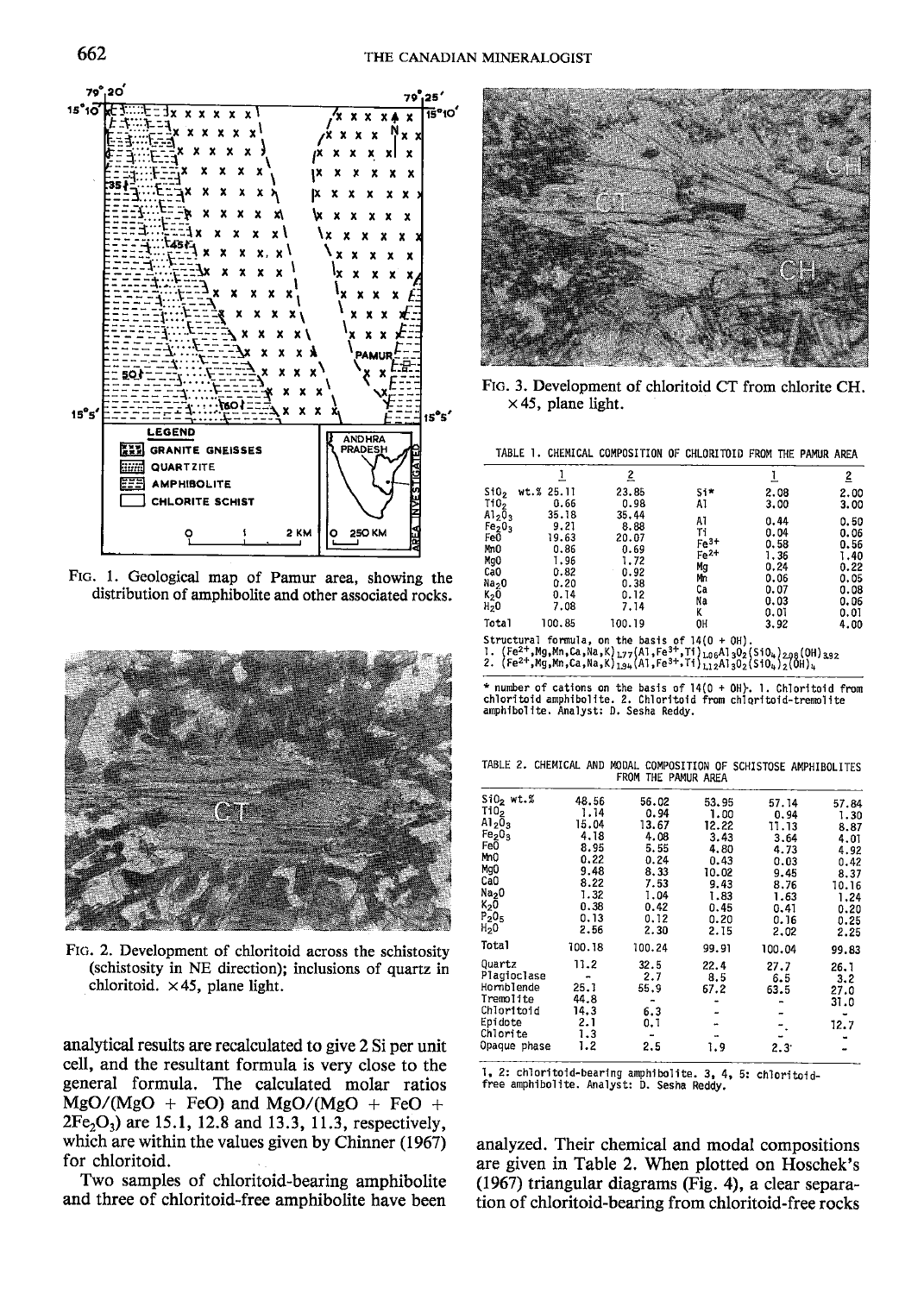FIG. 1. Geological map of Pamur area, showing the distribution of amphibolite and other associated rocks.

FIG. 2. Development of chloritoid across the schistosity (schistosity in NE direction); inclusions of quartz in chloritoid. ×45, plane light.

analytical results are recalculated to give 2 Si per unit cell, and the resultant formula is very close to the general formula. The calculated molar ratios MgO/(MgO + FeO) and MgO/(MgO + FeO + $2Fe_2O_3$) are 15.1, 12.8 and 13.3, 11.3, respectively, which are within the values given by Chinner (1967) for chloritoid.

Two samples of chloritoid-bearing amphibolite and three of chloritoid-free amphibolite have been analyzed. Their chemical and modal compositions are given in Table 2. When plotted on Hoschek's (1967) triangular diagrams (Fig. 4), a clear separation of chloritoid-bearing from chloritoid-free rocks

FIG. 3. Development of chloritoid CT from chlorite CH. ×45, plane light.

TABLE 1. CHEMICAL COMPOSITION OF CHLORITOID FROM THE PAMUR AREA

| | 1 | 2 | | 1 | 2 |
|---|---|---|---|---|---|
| $SiO_2$ wt.% | 25.11 | 23.85 | Si* | 2.08 | 2.00 |
| $TiO_2$ | 0.66 | 0.98 | Al | 3.00 | 3.00 |
| $Al_2O_3$ | 35.18 | 35.44 | Al | 0.44 | 0.50 |
| $Fe_2O_3$ | 9.21 | 8.88 | Ti | 0.04 | 0.06 |
| FeO | 19.63 | 20.07 | $Fe^{3+}$ | 0.58 | 0.56 |
| MnO | 0.86 | 0.69 | $Fe^{2+}$ | 1.36 | 1.40 |
| MgO | 1.96 | 1.72 | Mg | 0.24 | 0.22 |
| CaO | 0.82 | 0.92 | Mn | 0.06 | 0.05 |
| $Na_2O$ | 0.20 | 0.38 | Ca | 0.07 | 0.08 |
| $K_2O$ | 0.14 | 0.12 | Na | 0.03 | 0.06 |
| $H_2O$ | 7.08 | 7.14 | K | 0.01 | 0.01 |
| Total | 100.85 | 100.19 | OH | 3.92 | 4.00 |

Structural formula, on the basis of 14(O + OH).
1. $(Fe^{2+},Mg,Mn,Ca,Na,K)_{1.77}(Al,Fe^{3+},Ti)_{1.06}Al_3O_2(SiO_4)_{2.08}(OH)_{3.92}$
2. $(Fe^{2+},Mg,Mn,Ca,Na,K)_{1.84}(Al,Fe^{3+},Ti)_{1.12}Al_3O_2(SiO_4)_2(OH)_4$

\* number of cations on the basis of 14(O + OH). 1. Chloritoid from chloritoid amphibolite. 2. Chloritoid from chloritoid-tremolite amphibolite. Analyst: D. Sesha Reddy.

TABLE 2. CHEMICAL AND MODAL COMPOSITION OF SCHISTOSE AMPHIBOLITES FROM THE PAMUR AREA

| | 1 | 2 | 3 | 4 | 5 |
|---|---|---|---|---|---|
| $SiO_2$ wt.% | 48.56 | 56.02 | 53.95 | 57.14 | 57.84 |
| $TiO_2$ | 1.14 | 0.94 | 1.00 | 0.94 | 1.30 |
| $Al_2O_3$ | 15.04 | 13.67 | 12.22 | 11.13 | 8.87 |
| $Fe_2O_3$ | 4.18 | 4.08 | 3.43 | 3.64 | 4.01 |
| FeO | 8.95 | 5.55 | 4.80 | 4.73 | 4.92 |
| MnO | 0.22 | 0.24 | 0.43 | 0.03 | 0.42 |
| MgO | 9.48 | 8.33 | 10.02 | 9.45 | 8.37 |
| CaO | 8.22 | 7.53 | 9.43 | 8.76 | 10.16 |
| $Na_2O$ | 1.32 | 1.04 | 1.83 | 1.63 | 1.24 |
| $K_2O$ | 0.38 | 0.42 | 0.45 | 0.41 | 0.20 |
| $P_2O_5$ | 0.13 | 0.12 | 0.20 | 0.16 | 0.25 |
| $H_2O$ | 2.56 | 2.30 | 2.15 | 2.02 | 2.25 |
| Total | 100.18 | 100.24 | 99.91 | 100.04 | 99.83 |
| Quartz | 11.2 | 32.5 | 22.4 | 27.7 | 26.1 |
| Plagioclase | - | 2.7 | 8.5 | 6.5 | 3.2 |
| Hornblende | 25.1 | 55.9 | 67.2 | 63.5 | 27.0 |
| Tremolite | 44.8 | - | - | - | 31.0 |
| Chloritoid | 14.3 | 6.3 | - | - | - |
| Epidote | 2.1 | 0.1 | - | - | 12.7 |
| Chlorite | 1.3 | - | - | - | - |
| Opaque phase | 1.2 | 2.5 | 1.9 | 2.3 | - |

1, 2: chloritoid-bearing amphibolite. 3, 4, 5: chloritoid-free amphibolite. Analyst: D. Sesha Reddy.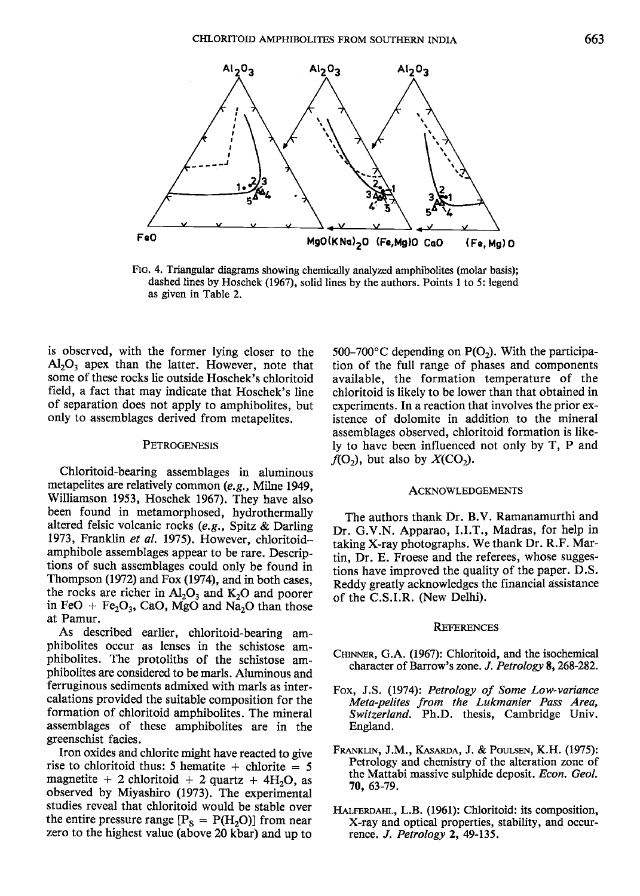FIG. 4. Triangular diagrams showing chemically analyzed amphibolites (molar basis); dashed lines by Hoschek (1967), solid lines by the authors. Points 1 to 5: legend as given in Table 2.

is observed, with the former lying closer to the $Al_2O_3$ apex than the latter. However, note that some of these rocks lie outside Hoschek's chloritoid field, a fact that may indicate that Hoschek's line of separation does not apply to amphibolites, but only to assemblages derived from metapelites.

## PETROGENESIS

Chloritoid-bearing assemblages in aluminous metapelites are relatively common (*e.g.*, Milne 1949, Williamson 1953, Hoschek 1967). They have also been found in metamorphosed, hydrothermally altered felsic volcanic rocks (*e.g.*, Spitz & Darling 1973, Franklin *et al.* 1975). However, chloritoid-amphibole assemblages appear to be rare. Descriptions of such assemblages could only be found in Thompson (1972) and Fox (1974), and in both cases, the rocks are richer in $Al_2O_3$ and $K_2O$ and poorer in $FeO + Fe_2O_3$, CaO, MgO and $Na_2O$ than those at Pamur.

As described earlier, chloritoid-bearing amphibolites occur as lenses in the schistose amphibolites. The protoliths of the schistose amphibolites are considered to be marls. Aluminous and ferruginous sediments admixed with marls as intercalations provided the suitable composition for the formation of chloritoid amphibolites. The mineral assemblages of these amphibolites are in the greenschist facies.

Iron oxides and chlorite might have reacted to give rise to chloritoid thus: 5 hematite + chlorite = 5 magnetite + 2 chloritoid + 2 quartz + $4H_2O$, as observed by Miyashiro (1973). The experimental studies reveal that chloritoid would be stable over the entire pressure range [$P_S = P(H_2O)$] from near zero to the highest value (above 20 kbar) and up to 500–700°C depending on $P(O_2)$. With the participation of the full range of phases and components available, the formation temperature of the chloritoid is likely to be lower than that obtained in experiments. In a reaction that involves the prior existence of dolomite in addition to the mineral assemblages observed, chloritoid formation is likely to have been influenced not only by T, P and $f(O_2)$, but also by $X(CO_2)$.

## ACKNOWLEDGEMENTS

The authors thank Dr. B.V. Ramanamurthi and Dr. G.V.N. Apparao, I.I.T., Madras, for help in taking X-ray photographs. We thank Dr. R.F. Martin, Dr. E. Froese and the referees, whose suggestions have improved the quality of the paper. D.S. Reddy greatly acknowledges the financial assistance of the C.S.I.R. (New Delhi).

## REFERENCES

CHINNER, G.A. (1967): Chloritoid, and the isochemical character of Barrow's zone. *J. Petrology* **8**, 268-282.

FOX, J.S. (1974): *Petrology of Some Low-variance Meta-pelites from the Lukmanier Pass Area, Switzerland.* Ph.D. thesis, Cambridge Univ. England.

FRANKLIN, J.M., KASARDA, J. & POULSEN, K.H. (1975): Petrology and chemistry of the alteration zone of the Mattabi massive sulphide deposit. *Econ. Geol.* **70**, 63-79.

HALFERDAHL, L.B. (1961): Chloritoid: its composition, X-ray and optical properties, stability, and occurrence. *J. Petrology* **2**, 49-135.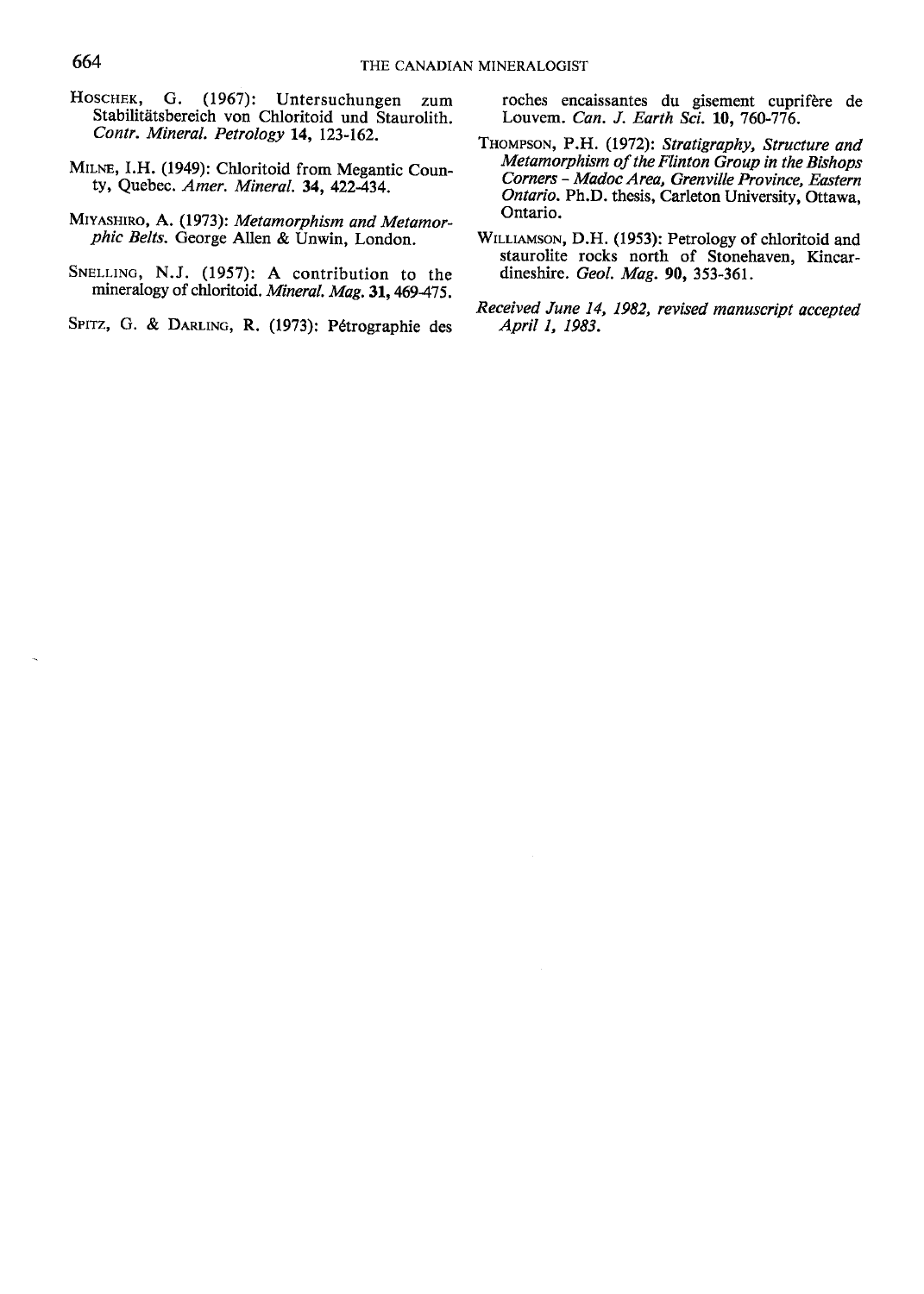HOSCHEK, G. (1967): Untersuchungen zum Stabilitätsbereich von Chloritoid und Staurolith. *Contr. Mineral. Petrology* **14**, 123-162.

MILNE, I.H. (1949): Chloritoid from Megantic County, Quebec. *Amer. Mineral.* **34**, 422-434.

MIYASHIRO, A. (1973): *Metamorphism and Metamorphic Belts.* George Allen & Unwin, London.

SNELLING, N.J. (1957): A contribution to the mineralogy of chloritoid. *Mineral. Mag.* **31**, 469-475.

SPITZ, G. & DARLING, R. (1973): Pétrographie des roches encaissantes du gisement cuprifère de Louvem. *Can. J. Earth Sci.* **10**, 760-776.

THOMPSON, P.H. (1972): *Stratigraphy, Structure and Metamorphism of the Flinton Group in the Bishops Corners – Madoc Area, Grenville Province, Eastern Ontario.* Ph.D. thesis, Carleton University, Ottawa, Ontario.

WILLIAMSON, D.H. (1953): Petrology of chloritoid and staurolite rocks north of Stonehaven, Kincardineshire. *Geol. Mag.* **90**, 353-361.

*Received June 14, 1982, revised manuscript accepted April 1, 1983.*